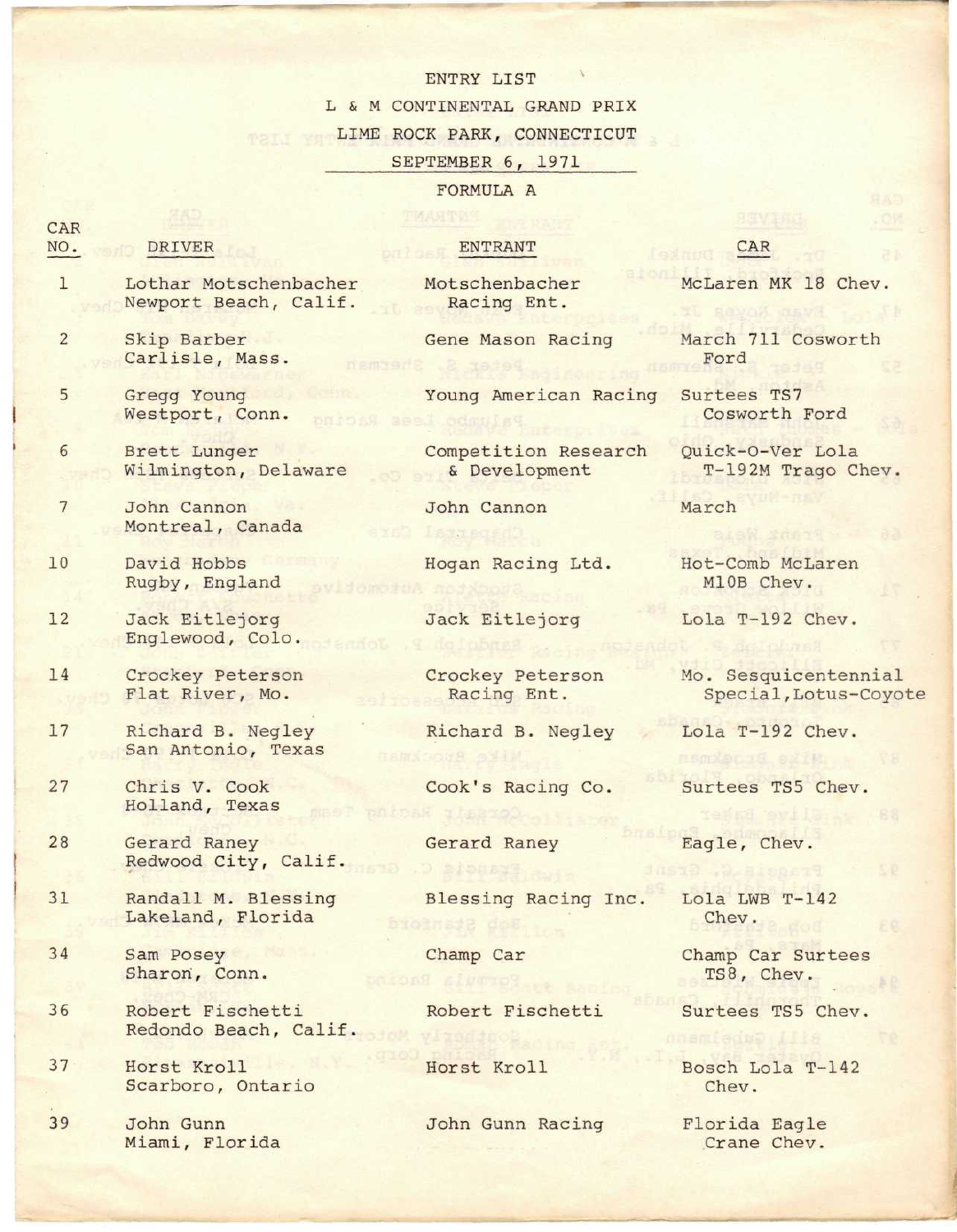# ENTRY LIST

## L & M CONTINENTAL GRAND PRIX

## LIME ROCK PARK, CONNECTICUT

## SEPTEMBER 6, 1971

### FORMULA A

| CAR NO. | DRIVER | ENTRANT | CAR |
|---|---|---|---|
| 1 | Lothar Motschenbacher<br>Newport Beach, Calif. | Motschenbacher Racing Ent. | McLaren MK 18 Chev. |
| 2 | Skip Barber<br>Carlisle, Mass. | Gene Mason Racing | March 711 Cosworth Ford |
| 5 | Gregg Young<br>Westport, Conn. | Young American Racing | Surtees TS7 Cosworth Ford |
| 6 | Brett Lunger<br>Wilmington, Delaware | Competition Research & Development | Quick-O-Ver Lola T-192M Trago Chev. |
| 7 | John Cannon<br>Montreal, Canada | John Cannon | March |
| 10 | David Hobbs<br>Rugby, England | Hogan Racing Ltd. | Hot-Comb McLaren M10B Chev. |
| 12 | Jack Eitlejorg<br>Englewood, Colo. | Jack Eitlejorg | Lola T-192 Chev. |
| 14 | Crockey Peterson<br>Flat River, Mo. | Crockey Peterson Racing Ent. | Mo. Sesquicentennial Special, Lotus-Coyote |
| 17 | Richard B. Negley<br>San Antonio, Texas | Richard B. Negley | Lola T-192 Chev. |
| 27 | Chris V. Cook<br>Holland, Texas | Cook's Racing Co. | Surtees TS5 Chev. |
| 28 | Gerard Raney<br>Redwood City, Calif. | Gerard Raney | Eagle, Chev. |
| 31 | Randall M. Blessing<br>Lakeland, Florida | Blessing Racing Inc. | Lola LWB T-142 Chev. |
| 34 | Sam Posey<br>Sharon, Conn. | Champ Car | Champ Car Surtees TS8, Chev. |
| 36 | Robert Fischetti<br>Redondo Beach, Calif. | Robert Fischetti | Surtees TS5 Chev. |
| 37 | Horst Kroll<br>Scarboro, Ontario | Horst Kroll | Bosch Lola T-142 Chev. |
| 39 | John Gunn<br>Miami, Florida | John Gunn Racing | Florida Eagle Crane Chev. |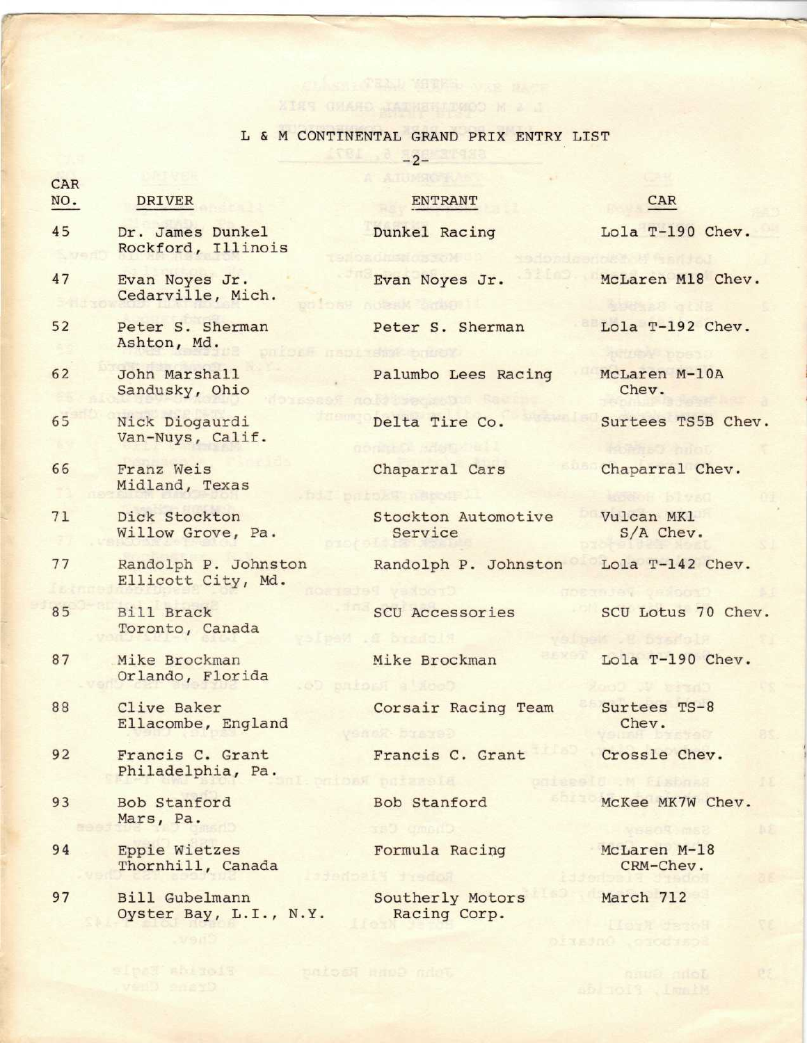L & M CONTINENTAL GRAND PRIX ENTRY LIST

| CAR NO. | DRIVER | ENTRANT | CAR |
|---|---|---|---|
| 45 | Dr. James Dunkel Rockford, Illinois | Dunkel Racing | Lola T-190 Chev. |
| 47 | Evan Noyes Jr. Cedarville, Mich. | Evan Noyes Jr. | McLaren M18 Chev. |
| 52 | Peter S. Sherman Ashton, Md. | Peter S. Sherman | Lola T-192 Chev. |
| 62 | John Marshall Sandusky, Ohio | Palumbo Lees Racing | McLaren M-10A Chev. |
| 65 | Nick Diogaurdi Van-Nuys, Calif. | Delta Tire Co. | Surtees TS5B Chev. |
| 66 | Franz Weis Midland, Texas | Chaparral Cars | Chaparral Chev. |
| 71 | Dick Stockton Willow Grove, Pa. | Stockton Automotive Service | Vulcan MKl S/A Chev. |
| 77 | Randolph P. Johnston Ellicott City, Md. | Randolph P. Johnston | Lola T-142 Chev. |
| 85 | Bill Brack Toronto, Canada | SCU Accessories | SCU Lotus 70 Chev. |
| 87 | Mike Brockman Orlando, Florida | Mike Brockman | Lola T-190 Chev. |
| 88 | Clive Baker Ellacombe, England | Corsair Racing Team | Surtees TS-8 Chev. |
| 92 | Francis C. Grant Philadelphia, Pa. | Francis C. Grant | Crossle Chev. |
| 93 | Bob Stanford Mars, Pa. | Bob Stanford | McKee MK7W Chev. |
| 94 | Eppie Wietzes Thornhill, Canada | Formula Racing | McLaren M-18 CRM-Chev. |
| 97 | Bill Gubelmann Oyster Bay, L.I., N.Y. | Southerly Motors Racing Corp. | March 712 |